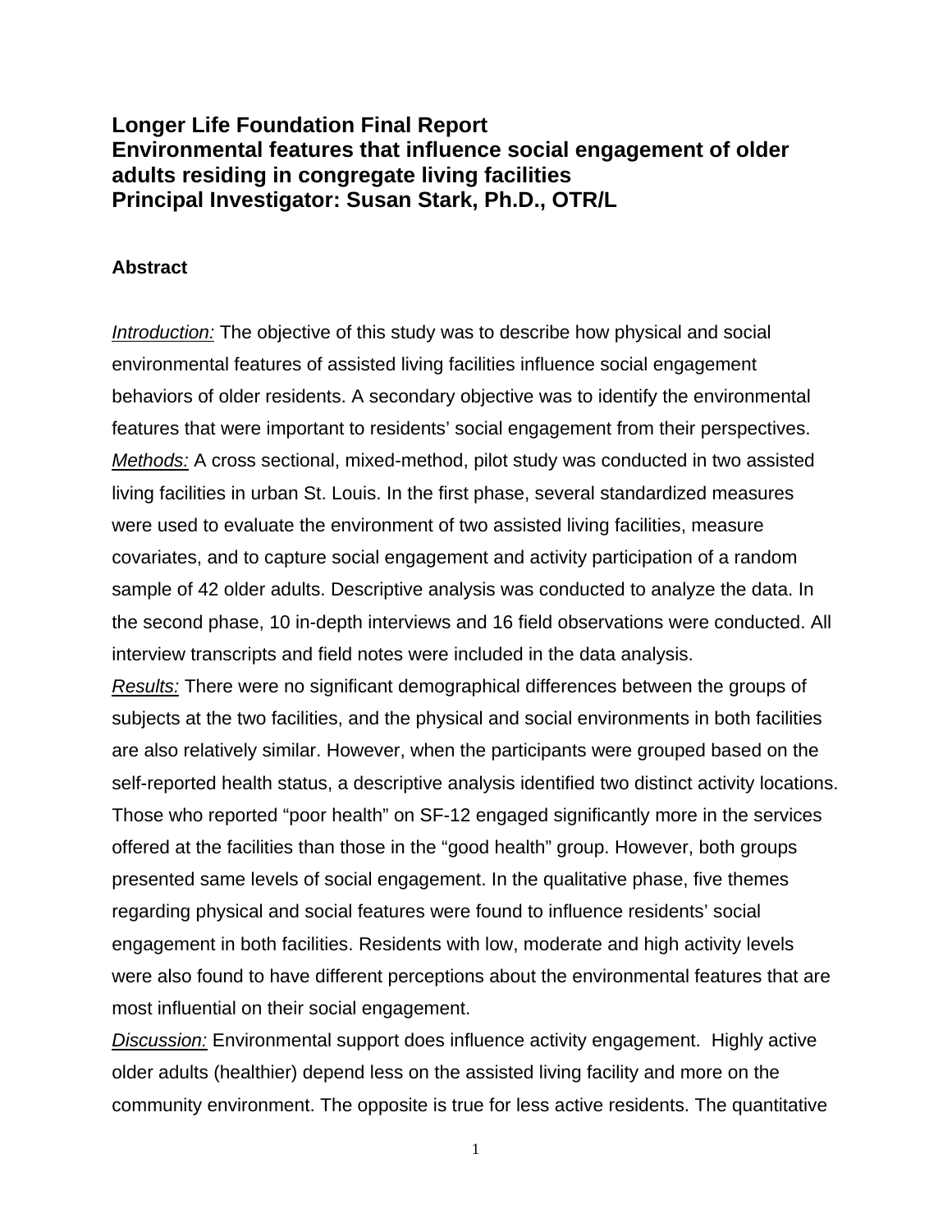# Longer Life Foundation Final Report
# Environmental features that influence social engagement of older adults residing in congregate living facilities
# Principal Investigator: Susan Stark, Ph.D., OTR/L

## Abstract

*Introduction:* The objective of this study was to describe how physical and social environmental features of assisted living facilities influence social engagement behaviors of older residents. A secondary objective was to identify the environmental features that were important to residents' social engagement from their perspectives.

*Methods:* A cross sectional, mixed-method, pilot study was conducted in two assisted living facilities in urban St. Louis. In the first phase, several standardized measures were used to evaluate the environment of two assisted living facilities, measure covariates, and to capture social engagement and activity participation of a random sample of 42 older adults. Descriptive analysis was conducted to analyze the data. In the second phase, 10 in-depth interviews and 16 field observations were conducted. All interview transcripts and field notes were included in the data analysis.

*Results:* There were no significant demographical differences between the groups of subjects at the two facilities, and the physical and social environments in both facilities are also relatively similar. However, when the participants were grouped based on the self-reported health status, a descriptive analysis identified two distinct activity locations. Those who reported "poor health" on SF-12 engaged significantly more in the services offered at the facilities than those in the "good health" group. However, both groups presented same levels of social engagement. In the qualitative phase, five themes regarding physical and social features were found to influence residents' social engagement in both facilities. Residents with low, moderate and high activity levels were also found to have different perceptions about the environmental features that are most influential on their social engagement.

*Discussion:* Environmental support does influence activity engagement. Highly active older adults (healthier) depend less on the assisted living facility and more on the community environment. The opposite is true for less active residents. The quantitative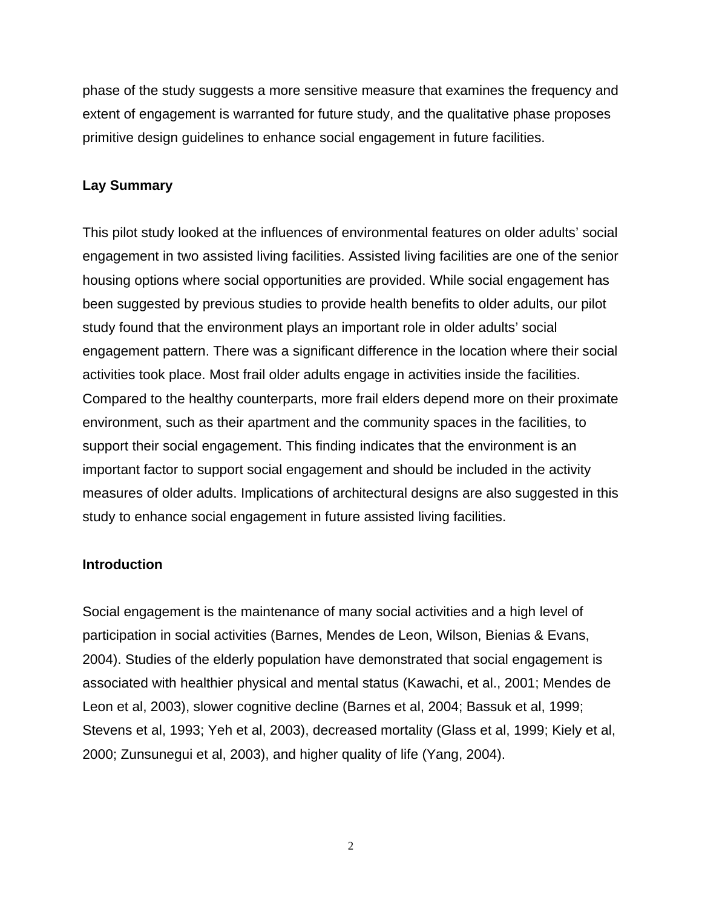phase of the study suggests a more sensitive measure that examines the frequency and extent of engagement is warranted for future study, and the qualitative phase proposes primitive design guidelines to enhance social engagement in future facilities.

**Lay Summary**

This pilot study looked at the influences of environmental features on older adults' social engagement in two assisted living facilities. Assisted living facilities are one of the senior housing options where social opportunities are provided. While social engagement has been suggested by previous studies to provide health benefits to older adults, our pilot study found that the environment plays an important role in older adults' social engagement pattern. There was a significant difference in the location where their social activities took place. Most frail older adults engage in activities inside the facilities. Compared to the healthy counterparts, more frail elders depend more on their proximate environment, such as their apartment and the community spaces in the facilities, to support their social engagement. This finding indicates that the environment is an important factor to support social engagement and should be included in the activity measures of older adults. Implications of architectural designs are also suggested in this study to enhance social engagement in future assisted living facilities.

**Introduction**

Social engagement is the maintenance of many social activities and a high level of participation in social activities (Barnes, Mendes de Leon, Wilson, Bienias & Evans, 2004). Studies of the elderly population have demonstrated that social engagement is associated with healthier physical and mental status (Kawachi, et al., 2001; Mendes de Leon et al, 2003), slower cognitive decline (Barnes et al, 2004; Bassuk et al, 1999; Stevens et al, 1993; Yeh et al, 2003), decreased mortality (Glass et al, 1999; Kiely et al, 2000; Zunsunegui et al, 2003), and higher quality of life (Yang, 2004).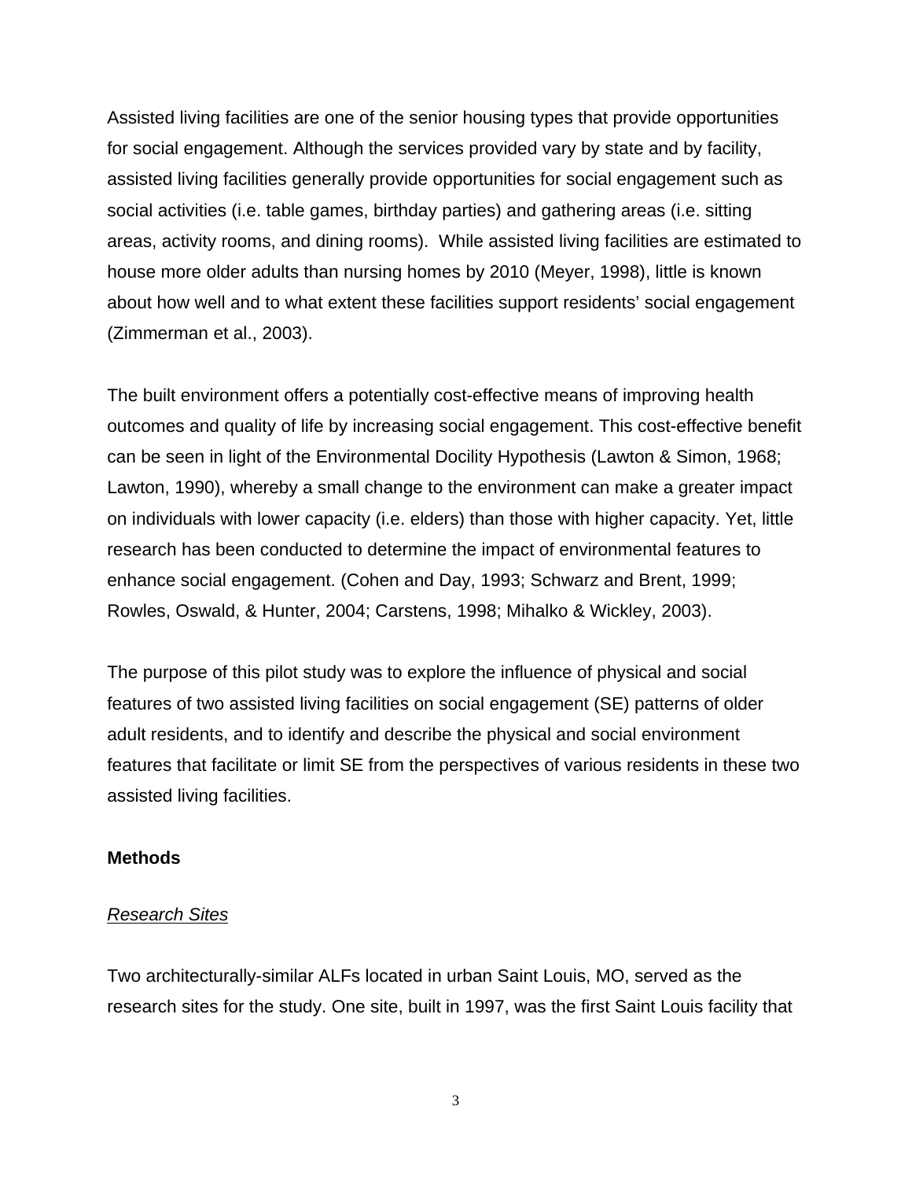Assisted living facilities are one of the senior housing types that provide opportunities for social engagement. Although the services provided vary by state and by facility, assisted living facilities generally provide opportunities for social engagement such as social activities (i.e. table games, birthday parties) and gathering areas (i.e. sitting areas, activity rooms, and dining rooms). While assisted living facilities are estimated to house more older adults than nursing homes by 2010 (Meyer, 1998), little is known about how well and to what extent these facilities support residents' social engagement (Zimmerman et al., 2003).

The built environment offers a potentially cost-effective means of improving health outcomes and quality of life by increasing social engagement. This cost-effective benefit can be seen in light of the Environmental Docility Hypothesis (Lawton & Simon, 1968; Lawton, 1990), whereby a small change to the environment can make a greater impact on individuals with lower capacity (i.e. elders) than those with higher capacity. Yet, little research has been conducted to determine the impact of environmental features to enhance social engagement. (Cohen and Day, 1993; Schwarz and Brent, 1999; Rowles, Oswald, & Hunter, 2004; Carstens, 1998; Mihalko & Wickley, 2003).

The purpose of this pilot study was to explore the influence of physical and social features of two assisted living facilities on social engagement (SE) patterns of older adult residents, and to identify and describe the physical and social environment features that facilitate or limit SE from the perspectives of various residents in these two assisted living facilities.

## Methods

### *Research Sites*

Two architecturally-similar ALFs located in urban Saint Louis, MO, served as the research sites for the study. One site, built in 1997, was the first Saint Louis facility that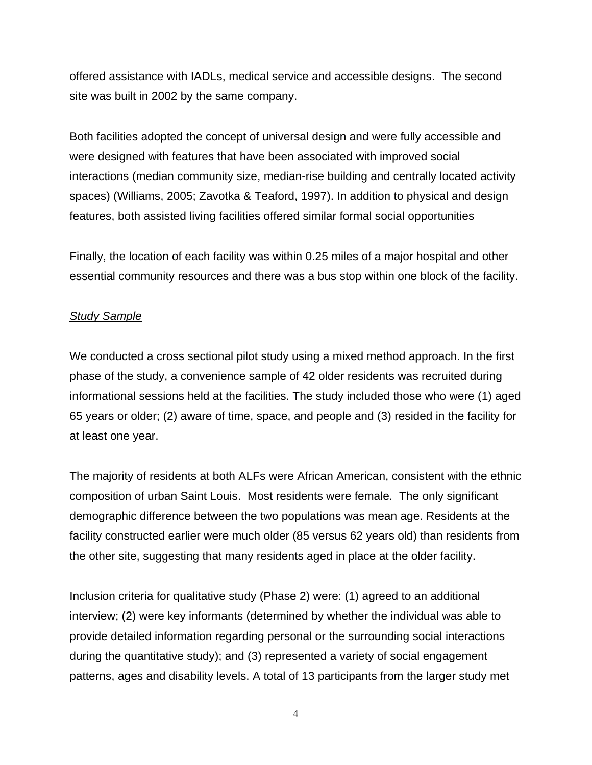offered assistance with IADLs, medical service and accessible designs. The second site was built in 2002 by the same company.

Both facilities adopted the concept of universal design and were fully accessible and were designed with features that have been associated with improved social interactions (median community size, median-rise building and centrally located activity spaces) (Williams, 2005; Zavotka & Teaford, 1997). In addition to physical and design features, both assisted living facilities offered similar formal social opportunities

Finally, the location of each facility was within 0.25 miles of a major hospital and other essential community resources and there was a bus stop within one block of the facility.

*Study Sample*

We conducted a cross sectional pilot study using a mixed method approach. In the first phase of the study, a convenience sample of 42 older residents was recruited during informational sessions held at the facilities. The study included those who were (1) aged 65 years or older; (2) aware of time, space, and people and (3) resided in the facility for at least one year.

The majority of residents at both ALFs were African American, consistent with the ethnic composition of urban Saint Louis. Most residents were female. The only significant demographic difference between the two populations was mean age. Residents at the facility constructed earlier were much older (85 versus 62 years old) than residents from the other site, suggesting that many residents aged in place at the older facility.

Inclusion criteria for qualitative study (Phase 2) were: (1) agreed to an additional interview; (2) were key informants (determined by whether the individual was able to provide detailed information regarding personal or the surrounding social interactions during the quantitative study); and (3) represented a variety of social engagement patterns, ages and disability levels. A total of 13 participants from the larger study met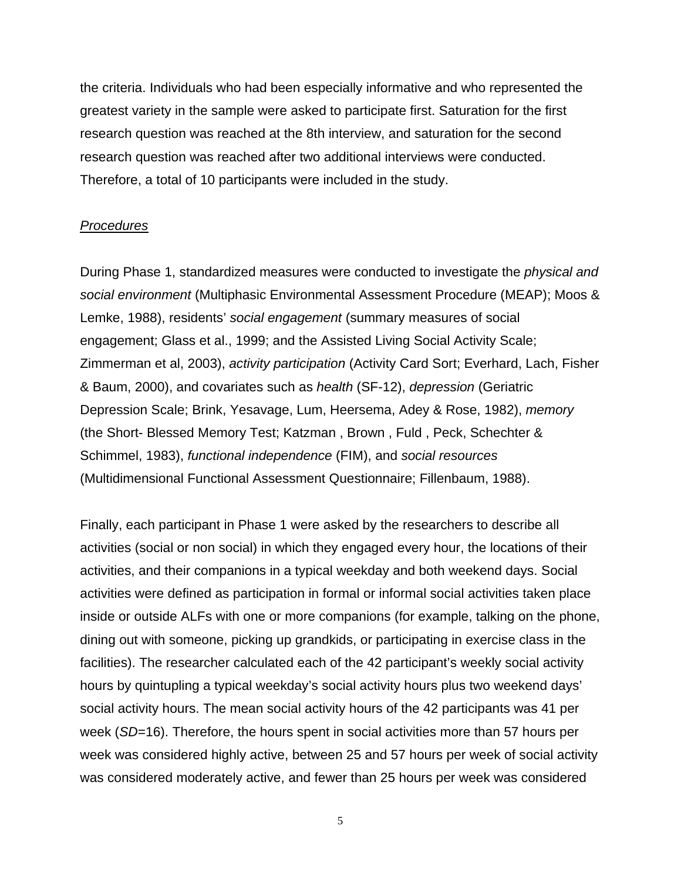the criteria. Individuals who had been especially informative and who represented the greatest variety in the sample were asked to participate first. Saturation for the first research question was reached at the 8th interview, and saturation for the second research question was reached after two additional interviews were conducted. Therefore, a total of 10 participants were included in the study.

_Procedures_

During Phase 1, standardized measures were conducted to investigate the *physical and social environment* (Multiphasic Environmental Assessment Procedure (MEAP); Moos & Lemke, 1988), residents' *social engagement* (summary measures of social engagement; Glass et al., 1999; and the Assisted Living Social Activity Scale; Zimmerman et al, 2003), *activity participation* (Activity Card Sort; Everhard, Lach, Fisher & Baum, 2000), and covariates such as *health* (SF-12), *depression* (Geriatric Depression Scale; Brink, Yesavage, Lum, Heersema, Adey & Rose, 1982), *memory* (the Short- Blessed Memory Test; Katzman , Brown , Fuld , Peck, Schechter & Schimmel, 1983), *functional independence* (FIM), and *social resources* (Multidimensional Functional Assessment Questionnaire; Fillenbaum, 1988).

Finally, each participant in Phase 1 were asked by the researchers to describe all activities (social or non social) in which they engaged every hour, the locations of their activities, and their companions in a typical weekday and both weekend days. Social activities were defined as participation in formal or informal social activities taken place inside or outside ALFs with one or more companions (for example, talking on the phone, dining out with someone, picking up grandkids, or participating in exercise class in the facilities). The researcher calculated each of the 42 participant's weekly social activity hours by quintupling a typical weekday's social activity hours plus two weekend days' social activity hours. The mean social activity hours of the 42 participants was 41 per week (*SD*=16). Therefore, the hours spent in social activities more than 57 hours per week was considered highly active, between 25 and 57 hours per week of social activity was considered moderately active, and fewer than 25 hours per week was considered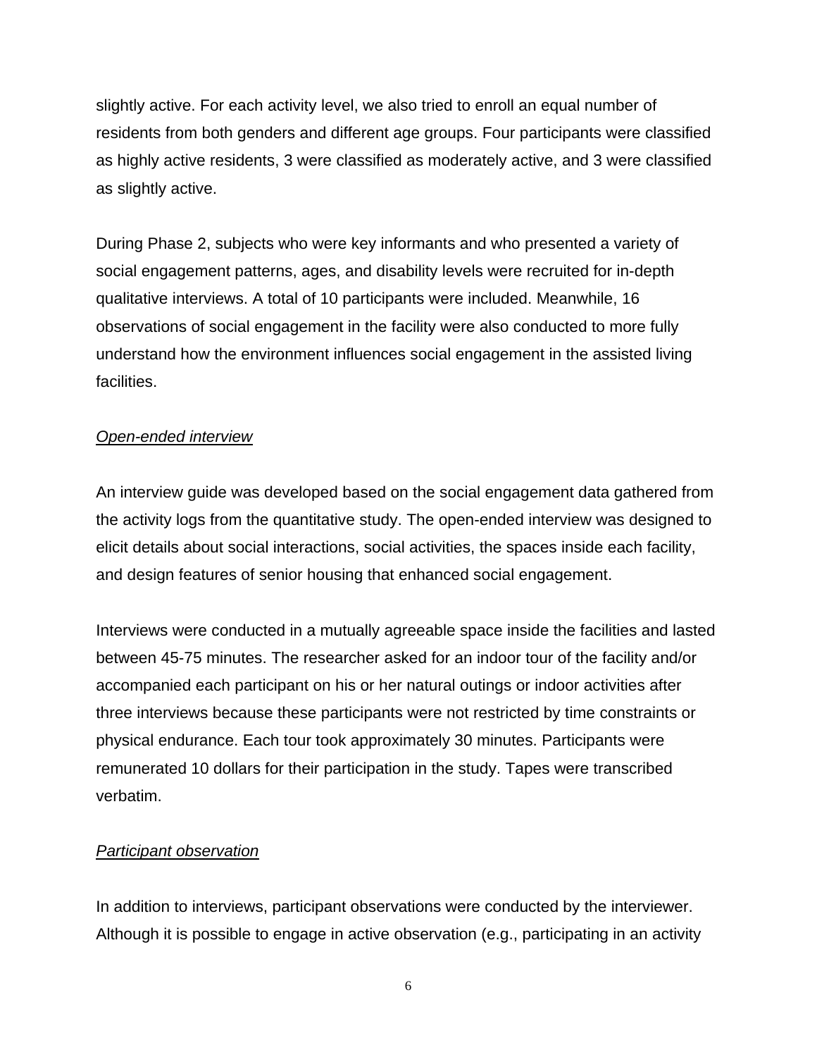slightly active. For each activity level, we also tried to enroll an equal number of residents from both genders and different age groups. Four participants were classified as highly active residents, 3 were classified as moderately active, and 3 were classified as slightly active.

During Phase 2, subjects who were key informants and who presented a variety of social engagement patterns, ages, and disability levels were recruited for in-depth qualitative interviews. A total of 10 participants were included. Meanwhile, 16 observations of social engagement in the facility were also conducted to more fully understand how the environment influences social engagement in the assisted living facilities.

*Open-ended interview*

An interview guide was developed based on the social engagement data gathered from the activity logs from the quantitative study. The open-ended interview was designed to elicit details about social interactions, social activities, the spaces inside each facility, and design features of senior housing that enhanced social engagement.

Interviews were conducted in a mutually agreeable space inside the facilities and lasted between 45-75 minutes. The researcher asked for an indoor tour of the facility and/or accompanied each participant on his or her natural outings or indoor activities after three interviews because these participants were not restricted by time constraints or physical endurance. Each tour took approximately 30 minutes. Participants were remunerated 10 dollars for their participation in the study. Tapes were transcribed verbatim.

*Participant observation*

In addition to interviews, participant observations were conducted by the interviewer. Although it is possible to engage in active observation (e.g., participating in an activity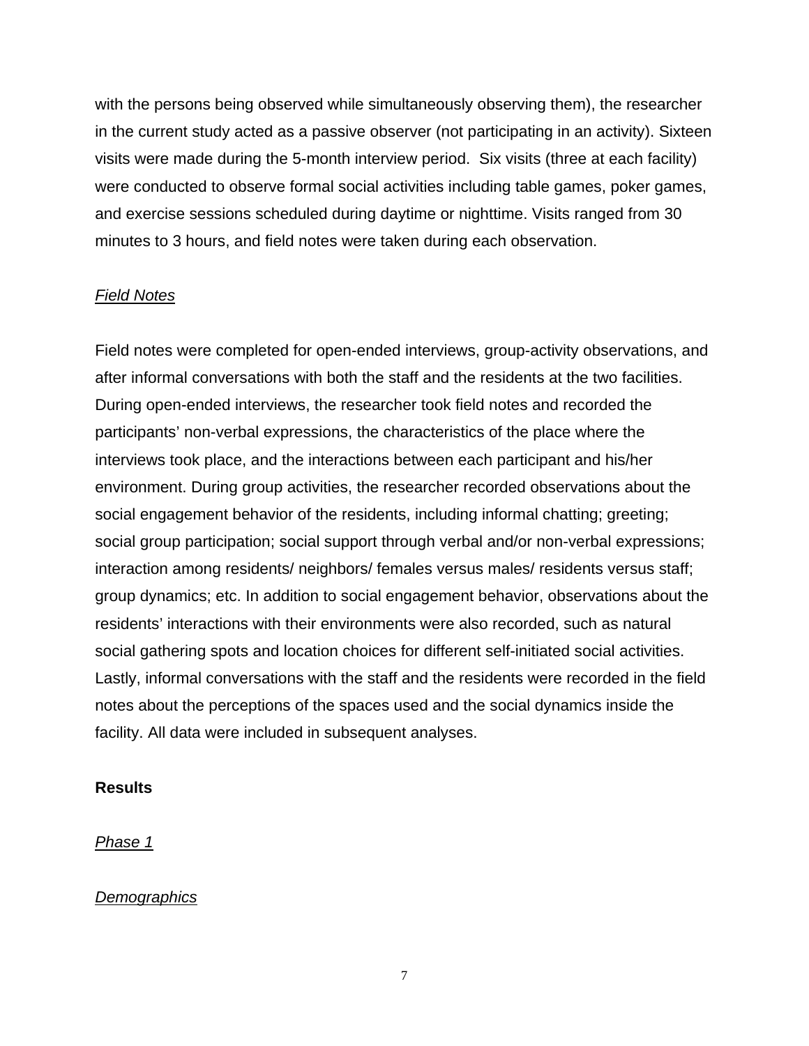with the persons being observed while simultaneously observing them), the researcher in the current study acted as a passive observer (not participating in an activity). Sixteen visits were made during the 5-month interview period. Six visits (three at each facility) were conducted to observe formal social activities including table games, poker games, and exercise sessions scheduled during daytime or nighttime. Visits ranged from 30 minutes to 3 hours, and field notes were taken during each observation.

*Field Notes*

Field notes were completed for open-ended interviews, group-activity observations, and after informal conversations with both the staff and the residents at the two facilities. During open-ended interviews, the researcher took field notes and recorded the participants' non-verbal expressions, the characteristics of the place where the interviews took place, and the interactions between each participant and his/her environment. During group activities, the researcher recorded observations about the social engagement behavior of the residents, including informal chatting; greeting; social group participation; social support through verbal and/or non-verbal expressions; interaction among residents/ neighbors/ females versus males/ residents versus staff; group dynamics; etc. In addition to social engagement behavior, observations about the residents' interactions with their environments were also recorded, such as natural social gathering spots and location choices for different self-initiated social activities. Lastly, informal conversations with the staff and the residents were recorded in the field notes about the perceptions of the spaces used and the social dynamics inside the facility. All data were included in subsequent analyses.

**Results**

*Phase 1*

*Demographics*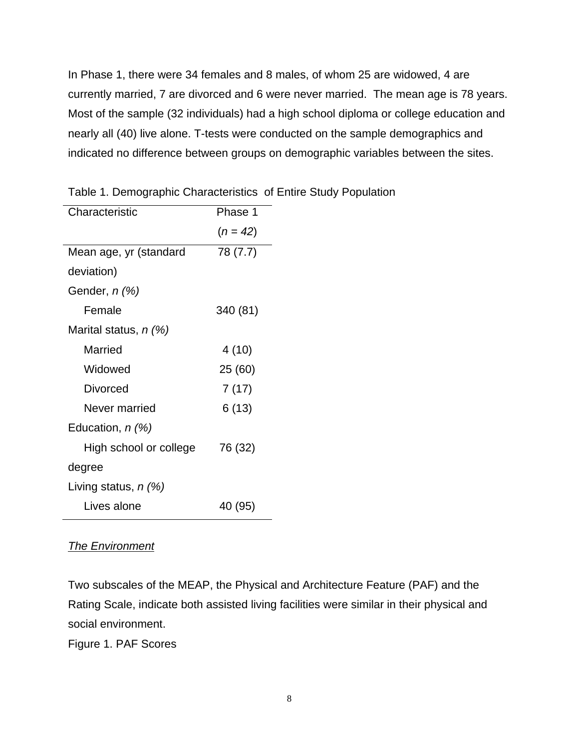In Phase 1, there were 34 females and 8 males, of whom 25 are widowed, 4 are currently married, 7 are divorced and 6 were never married. The mean age is 78 years. Most of the sample (32 individuals) had a high school diploma or college education and nearly all (40) live alone. T-tests were conducted on the sample demographics and indicated no difference between groups on demographic variables between the sites.

Table 1. Demographic Characteristics of Entire Study Population

| Characteristic | Phase 1 (*n = 42*) |
|---|---|
| Mean age, yr (standard deviation) | 78 (7.7) |
| Gender, *n (%)* | |
| Female | 340 (81) |
| Marital status, *n (%)* | |
| Married | 4 (10) |
| Widowed | 25 (60) |
| Divorced | 7 (17) |
| Never married | 6 (13) |
| Education, *n (%)* | |
| High school or college degree | 76 (32) |
| Living status, *n (%)* | |
| Lives alone | 40 (95) |

*The Environment*

Two subscales of the MEAP, the Physical and Architecture Feature (PAF) and the Rating Scale, indicate both assisted living facilities were similar in their physical and social environment.

Figure 1. PAF Scores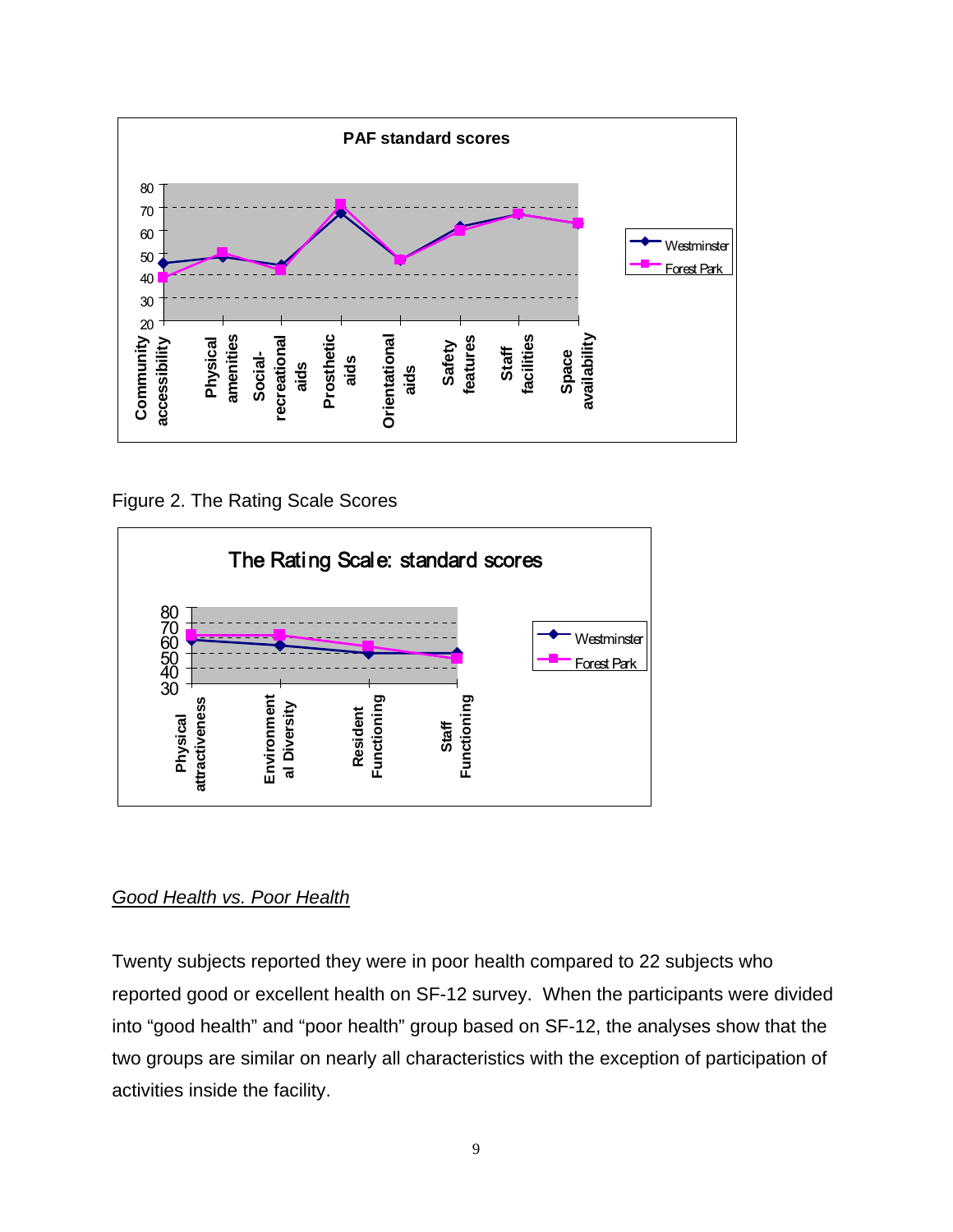Figure 2. The Rating Scale Scores

## *Good Health vs. Poor Health*

Twenty subjects reported they were in poor health compared to 22 subjects who reported good or excellent health on SF-12 survey. When the participants were divided into "good health" and "poor health" group based on SF-12, the analyses show that the two groups are similar on nearly all characteristics with the exception of participation of activities inside the facility.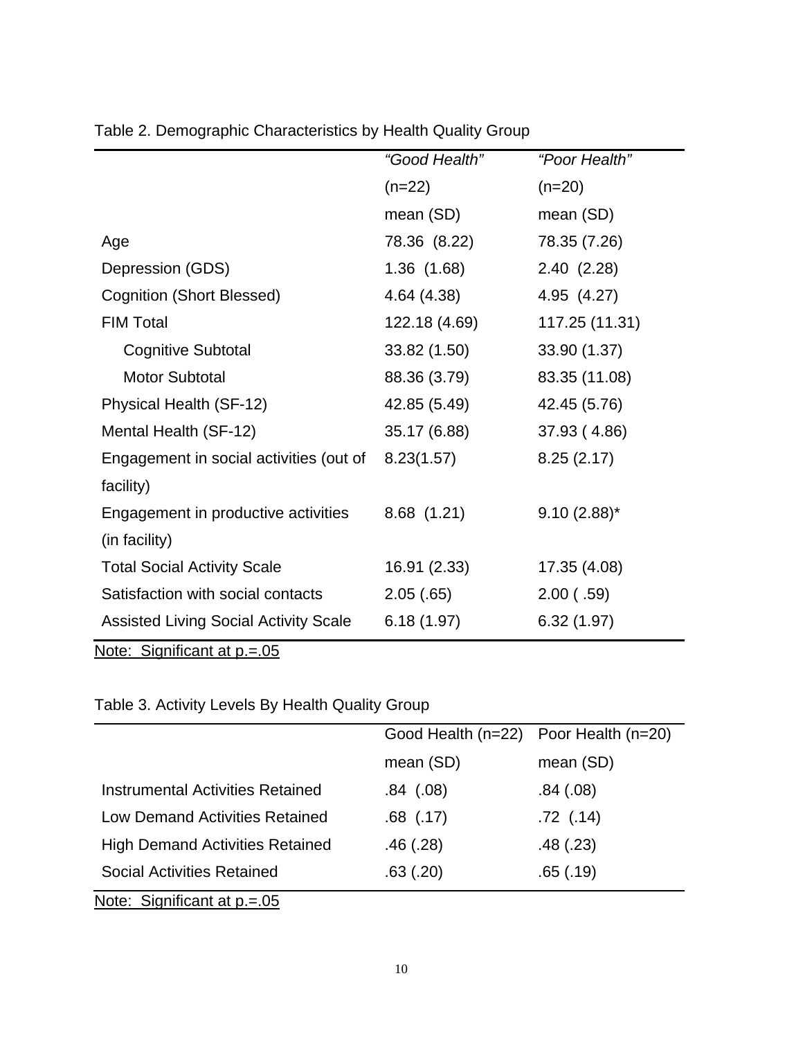Table 2. Demographic Characteristics by Health Quality Group

| | *"Good Health"* (n=22) mean (SD) | *"Poor Health"* (n=20) mean (SD) |
|---|---|---|
| Age | 78.36 (8.22) | 78.35 (7.26) |
| Depression (GDS) | 1.36 (1.68) | 2.40 (2.28) |
| Cognition (Short Blessed) | 4.64 (4.38) | 4.95 (4.27) |
| FIM Total | 122.18 (4.69) | 117.25 (11.31) |
| Cognitive Subtotal | 33.82 (1.50) | 33.90 (1.37) |
| Motor Subtotal | 88.36 (3.79) | 83.35 (11.08) |
| Physical Health (SF-12) | 42.85 (5.49) | 42.45 (5.76) |
| Mental Health (SF-12) | 35.17 (6.88) | 37.93 ( 4.86) |
| Engagement in social activities (out of facility) | 8.23(1.57) | 8.25 (2.17) |
| Engagement in productive activities (in facility) | 8.68 (1.21) | 9.10 (2.88)* |
| Total Social Activity Scale | 16.91 (2.33) | 17.35 (4.08) |
| Satisfaction with social contacts | 2.05 (.65) | 2.00 ( .59) |
| Assisted Living Social Activity Scale | 6.18 (1.97) | 6.32 (1.97) |

Note: Significant at p.=.05

Table 3. Activity Levels By Health Quality Group

| | Good Health (n=22) mean (SD) | Poor Health (n=20) mean (SD) |
|---|---|---|
| Instrumental Activities Retained | .84 (.08) | .84 (.08) |
| Low Demand Activities Retained | .68 (.17) | .72 (.14) |
| High Demand Activities Retained | .46 (.28) | .48 (.23) |
| Social Activities Retained | .63 (.20) | .65 (.19) |

Note: Significant at p.=.05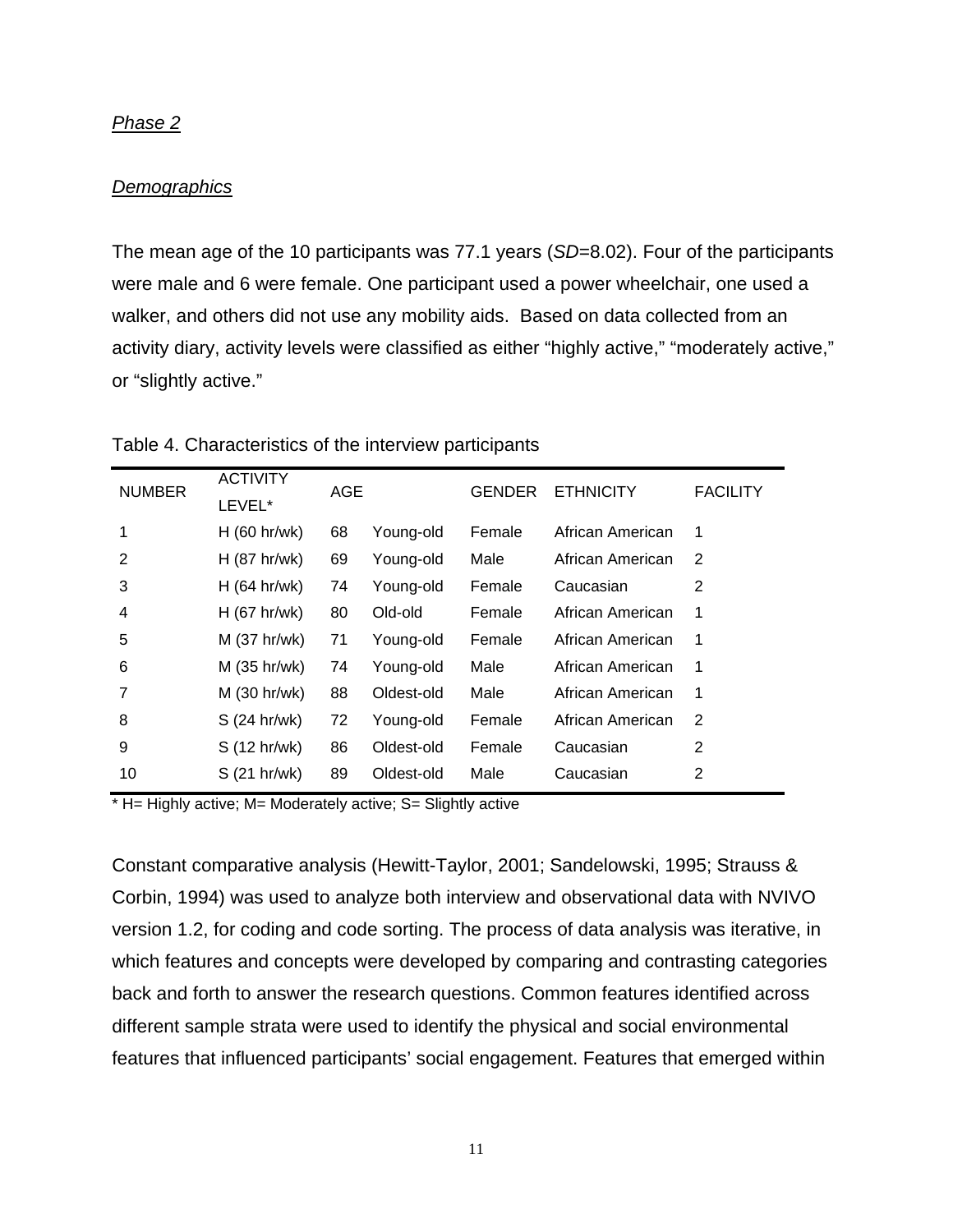*Phase 2*

*Demographics*

The mean age of the 10 participants was 77.1 years (*SD*=8.02). Four of the participants were male and 6 were female. One participant used a power wheelchair, one used a walker, and others did not use any mobility aids. Based on data collected from an activity diary, activity levels were classified as either “highly active,” “moderately active,” or “slightly active.”

Table 4. Characteristics of the interview participants

| NUMBER | ACTIVITY LEVEL* | AGE | | GENDER | ETHNICITY | FACILITY |
|---|---|---|---|---|---|---|
| 1 | H (60 hr/wk) | 68 | Young-old | Female | African American | 1 |
| 2 | H (87 hr/wk) | 69 | Young-old | Male | African American | 2 |
| 3 | H (64 hr/wk) | 74 | Young-old | Female | Caucasian | 2 |
| 4 | H (67 hr/wk) | 80 | Old-old | Female | African American | 1 |
| 5 | M (37 hr/wk) | 71 | Young-old | Female | African American | 1 |
| 6 | M (35 hr/wk) | 74 | Young-old | Male | African American | 1 |
| 7 | M (30 hr/wk) | 88 | Oldest-old | Male | African American | 1 |
| 8 | S (24 hr/wk) | 72 | Young-old | Female | African American | 2 |
| 9 | S (12 hr/wk) | 86 | Oldest-old | Female | Caucasian | 2 |
| 10 | S (21 hr/wk) | 89 | Oldest-old | Male | Caucasian | 2 |

* H= Highly active; M= Moderately active; S= Slightly active

Constant comparative analysis (Hewitt-Taylor, 2001; Sandelowski, 1995; Strauss & Corbin, 1994) was used to analyze both interview and observational data with NVIVO version 1.2, for coding and code sorting. The process of data analysis was iterative, in which features and concepts were developed by comparing and contrasting categories back and forth to answer the research questions. Common features identified across different sample strata were used to identify the physical and social environmental features that influenced participants’ social engagement. Features that emerged within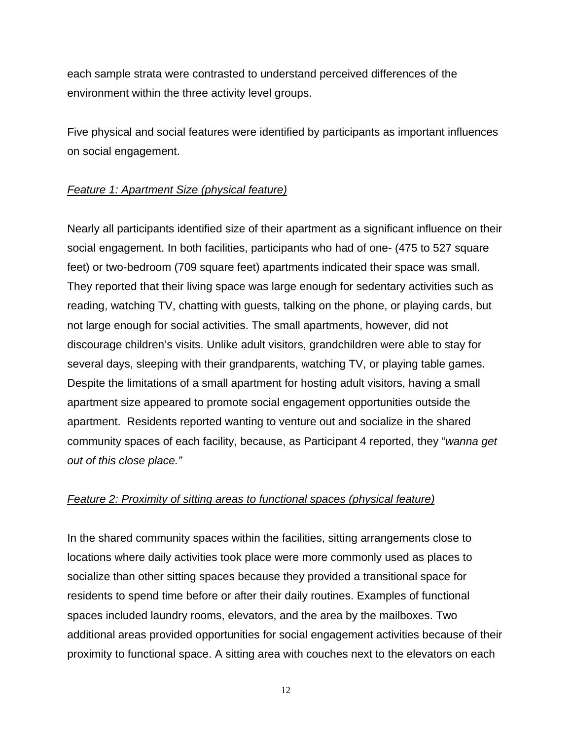each sample strata were contrasted to understand perceived differences of the environment within the three activity level groups.

Five physical and social features were identified by participants as important influences on social engagement.

*Feature 1: Apartment Size (physical feature)*

Nearly all participants identified size of their apartment as a significant influence on their social engagement. In both facilities, participants who had of one- (475 to 527 square feet) or two-bedroom (709 square feet) apartments indicated their space was small. They reported that their living space was large enough for sedentary activities such as reading, watching TV, chatting with guests, talking on the phone, or playing cards, but not large enough for social activities. The small apartments, however, did not discourage children's visits. Unlike adult visitors, grandchildren were able to stay for several days, sleeping with their grandparents, watching TV, or playing table games. Despite the limitations of a small apartment for hosting adult visitors, having a small apartment size appeared to promote social engagement opportunities outside the apartment. Residents reported wanting to venture out and socialize in the shared community spaces of each facility, because, as Participant 4 reported, they "*wanna get out of this close place."*

*Feature 2: Proximity of sitting areas to functional spaces (physical feature)*

In the shared community spaces within the facilities, sitting arrangements close to locations where daily activities took place were more commonly used as places to socialize than other sitting spaces because they provided a transitional space for residents to spend time before or after their daily routines. Examples of functional spaces included laundry rooms, elevators, and the area by the mailboxes. Two additional areas provided opportunities for social engagement activities because of their proximity to functional space. A sitting area with couches next to the elevators on each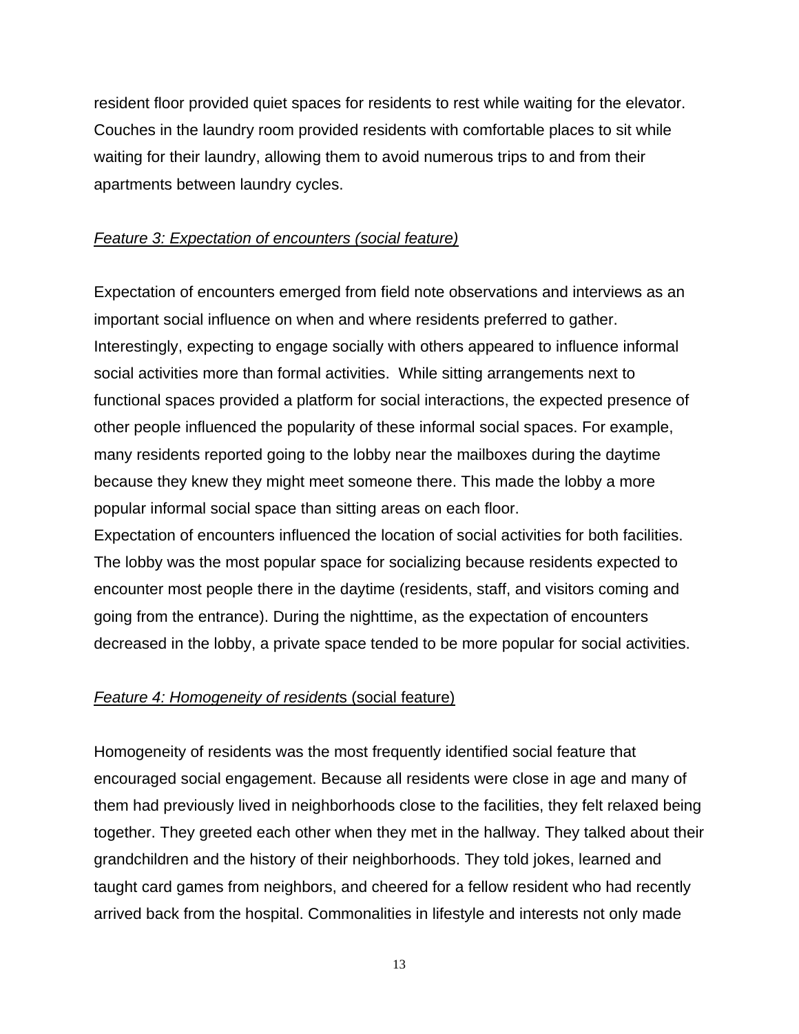resident floor provided quiet spaces for residents to rest while waiting for the elevator. Couches in the laundry room provided residents with comfortable places to sit while waiting for their laundry, allowing them to avoid numerous trips to and from their apartments between laundry cycles.

*Feature 3: Expectation of encounters (social feature)*

Expectation of encounters emerged from field note observations and interviews as an important social influence on when and where residents preferred to gather. Interestingly, expecting to engage socially with others appeared to influence informal social activities more than formal activities. While sitting arrangements next to functional spaces provided a platform for social interactions, the expected presence of other people influenced the popularity of these informal social spaces. For example, many residents reported going to the lobby near the mailboxes during the daytime because they knew they might meet someone there. This made the lobby a more popular informal social space than sitting areas on each floor.

Expectation of encounters influenced the location of social activities for both facilities. The lobby was the most popular space for socializing because residents expected to encounter most people there in the daytime (residents, staff, and visitors coming and going from the entrance). During the nighttime, as the expectation of encounters decreased in the lobby, a private space tended to be more popular for social activities.

*Feature 4: Homogeneity of residents* (social feature)

Homogeneity of residents was the most frequently identified social feature that encouraged social engagement. Because all residents were close in age and many of them had previously lived in neighborhoods close to the facilities, they felt relaxed being together. They greeted each other when they met in the hallway. They talked about their grandchildren and the history of their neighborhoods. They told jokes, learned and taught card games from neighbors, and cheered for a fellow resident who had recently arrived back from the hospital. Commonalities in lifestyle and interests not only made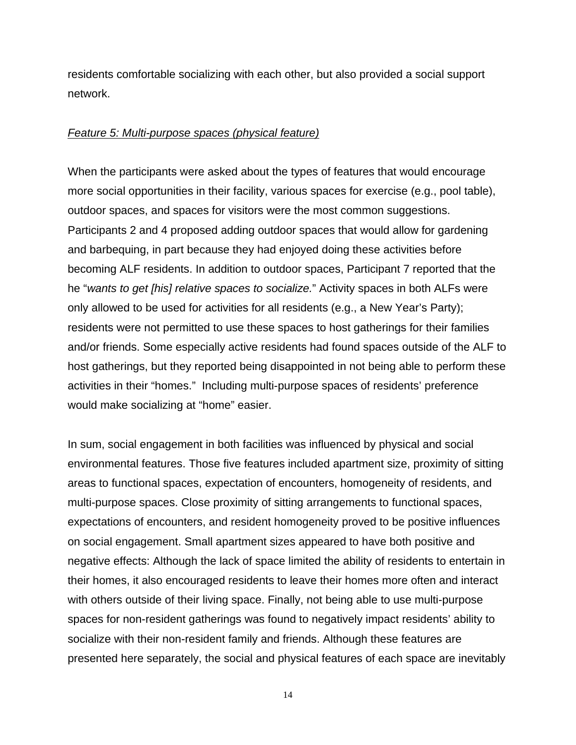residents comfortable socializing with each other, but also provided a social support network.

*Feature 5: Multi-purpose spaces (physical feature)*

When the participants were asked about the types of features that would encourage more social opportunities in their facility, various spaces for exercise (e.g., pool table), outdoor spaces, and spaces for visitors were the most common suggestions. Participants 2 and 4 proposed adding outdoor spaces that would allow for gardening and barbequing, in part because they had enjoyed doing these activities before becoming ALF residents. In addition to outdoor spaces, Participant 7 reported that the he "*wants to get [his] relative spaces to socialize.*" Activity spaces in both ALFs were only allowed to be used for activities for all residents (e.g., a New Year's Party); residents were not permitted to use these spaces to host gatherings for their families and/or friends. Some especially active residents had found spaces outside of the ALF to host gatherings, but they reported being disappointed in not being able to perform these activities in their "homes." Including multi-purpose spaces of residents' preference would make socializing at "home" easier.

In sum, social engagement in both facilities was influenced by physical and social environmental features. Those five features included apartment size, proximity of sitting areas to functional spaces, expectation of encounters, homogeneity of residents, and multi-purpose spaces. Close proximity of sitting arrangements to functional spaces, expectations of encounters, and resident homogeneity proved to be positive influences on social engagement. Small apartment sizes appeared to have both positive and negative effects: Although the lack of space limited the ability of residents to entertain in their homes, it also encouraged residents to leave their homes more often and interact with others outside of their living space. Finally, not being able to use multi-purpose spaces for non-resident gatherings was found to negatively impact residents' ability to socialize with their non-resident family and friends. Although these features are presented here separately, the social and physical features of each space are inevitably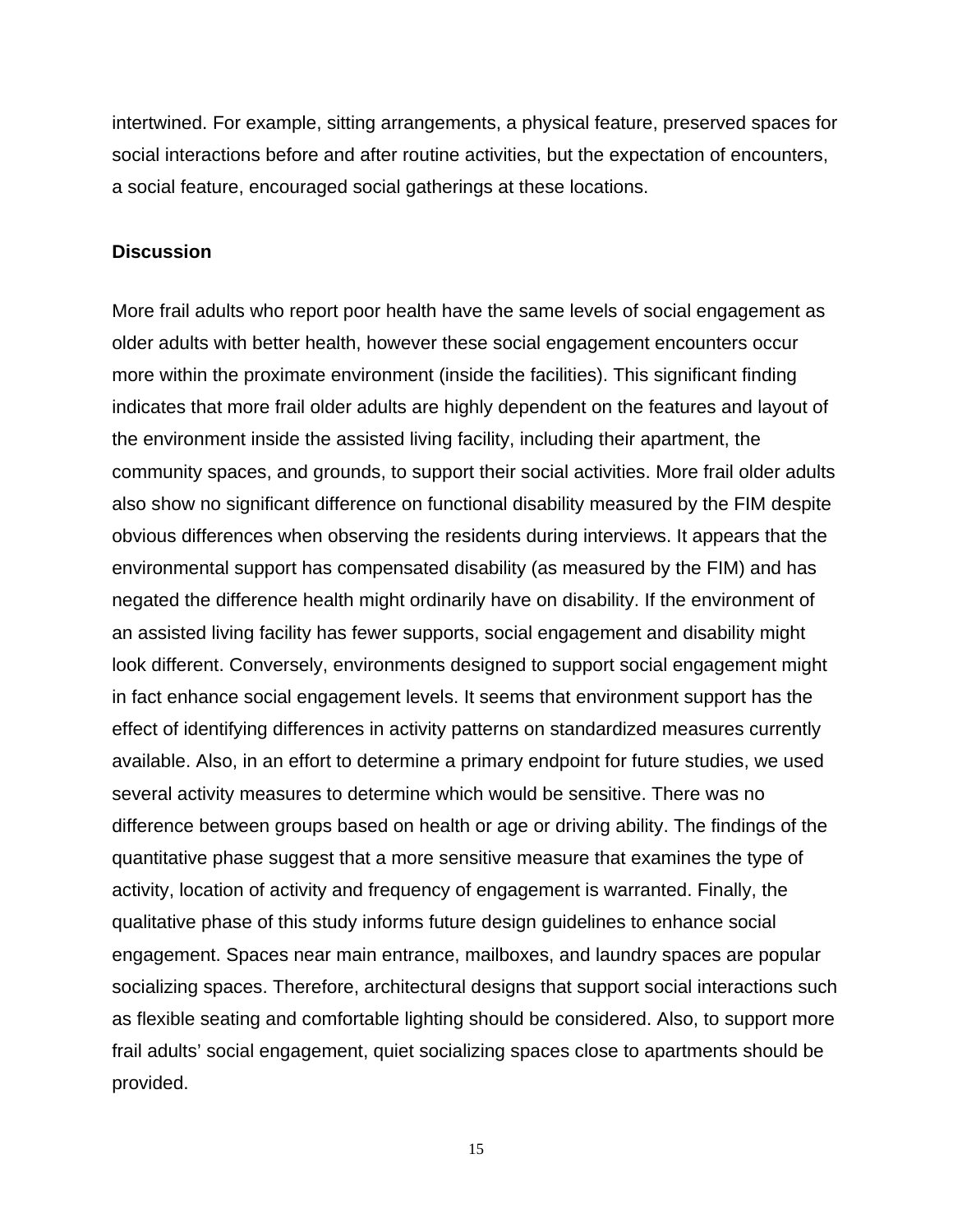intertwined. For example, sitting arrangements, a physical feature, preserved spaces for social interactions before and after routine activities, but the expectation of encounters, a social feature, encouraged social gatherings at these locations.

## Discussion

More frail adults who report poor health have the same levels of social engagement as older adults with better health, however these social engagement encounters occur more within the proximate environment (inside the facilities). This significant finding indicates that more frail older adults are highly dependent on the features and layout of the environment inside the assisted living facility, including their apartment, the community spaces, and grounds, to support their social activities. More frail older adults also show no significant difference on functional disability measured by the FIM despite obvious differences when observing the residents during interviews. It appears that the environmental support has compensated disability (as measured by the FIM) and has negated the difference health might ordinarily have on disability. If the environment of an assisted living facility has fewer supports, social engagement and disability might look different. Conversely, environments designed to support social engagement might in fact enhance social engagement levels. It seems that environment support has the effect of identifying differences in activity patterns on standardized measures currently available. Also, in an effort to determine a primary endpoint for future studies, we used several activity measures to determine which would be sensitive. There was no difference between groups based on health or age or driving ability. The findings of the quantitative phase suggest that a more sensitive measure that examines the type of activity, location of activity and frequency of engagement is warranted. Finally, the qualitative phase of this study informs future design guidelines to enhance social engagement. Spaces near main entrance, mailboxes, and laundry spaces are popular socializing spaces. Therefore, architectural designs that support social interactions such as flexible seating and comfortable lighting should be considered. Also, to support more frail adults' social engagement, quiet socializing spaces close to apartments should be provided.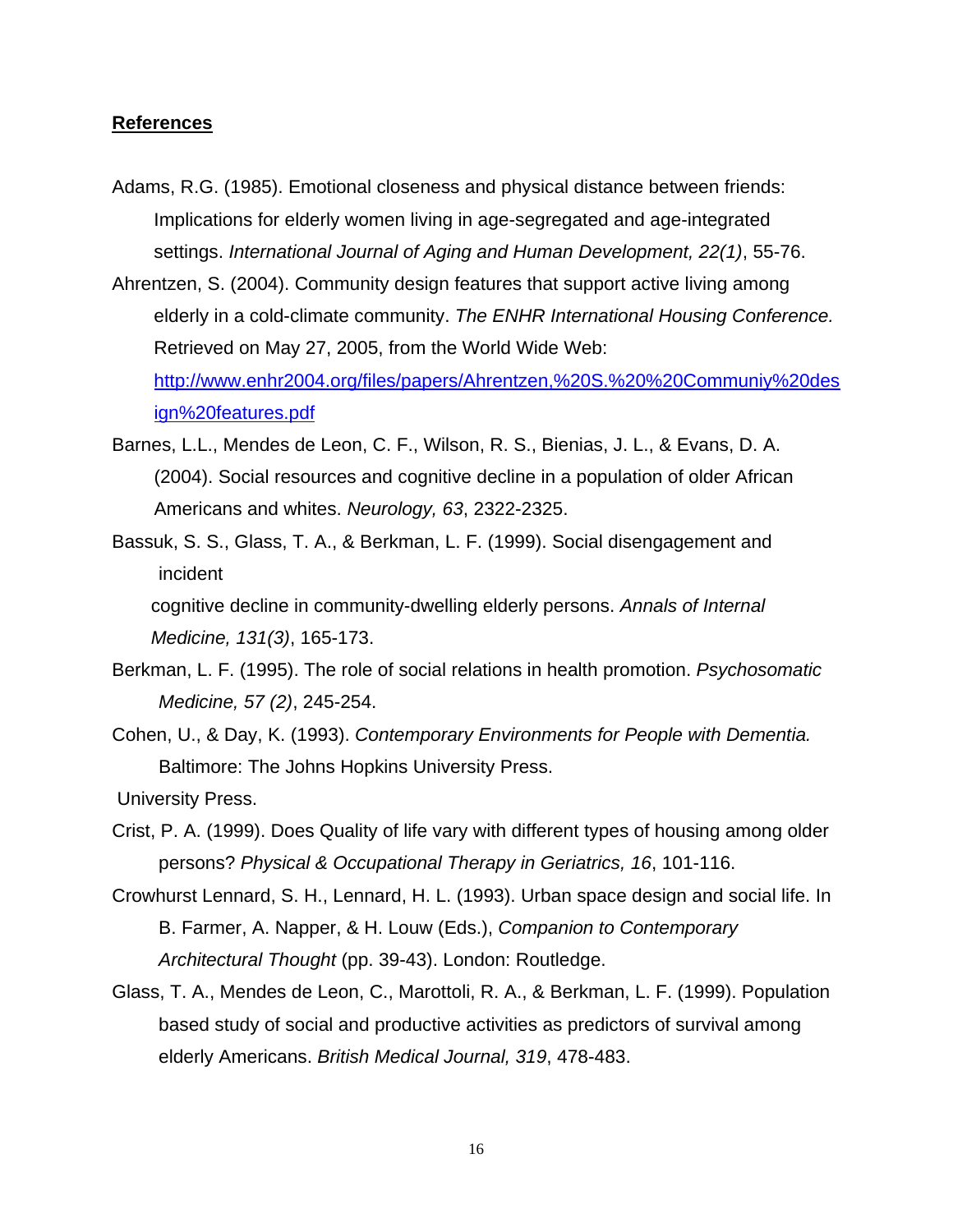## References

Adams, R.G. (1985). Emotional closeness and physical distance between friends: Implications for elderly women living in age-segregated and age-integrated settings. *International Journal of Aging and Human Development, 22(1)*, 55-76.

Ahrentzen, S. (2004). Community design features that support active living among elderly in a cold-climate community. *The ENHR International Housing Conference.* Retrieved on May 27, 2005, from the World Wide Web: http://www.enhr2004.org/files/papers/Ahrentzen,%20S.%20%20Communiy%20design%20features.pdf

Barnes, L.L., Mendes de Leon, C. F., Wilson, R. S., Bienias, J. L., & Evans, D. A. (2004). Social resources and cognitive decline in a population of older African Americans and whites. *Neurology, 63*, 2322-2325.

Bassuk, S. S., Glass, T. A., & Berkman, L. F. (1999). Social disengagement and incident cognitive decline in community-dwelling elderly persons. *Annals of Internal Medicine, 131(3)*, 165-173.

Berkman, L. F. (1995). The role of social relations in health promotion. *Psychosomatic Medicine, 57 (2)*, 245-254.

Cohen, U., & Day, K. (1993). *Contemporary Environments for People with Dementia.* Baltimore: The Johns Hopkins University Press.

University Press.

Crist, P. A. (1999). Does Quality of life vary with different types of housing among older persons? *Physical & Occupational Therapy in Geriatrics, 16*, 101-116.

Crowhurst Lennard, S. H., Lennard, H. L. (1993). Urban space design and social life. In B. Farmer, A. Napper, & H. Louw (Eds.), *Companion to Contemporary Architectural Thought* (pp. 39-43). London: Routledge.

Glass, T. A., Mendes de Leon, C., Marottoli, R. A., & Berkman, L. F. (1999). Population based study of social and productive activities as predictors of survival among elderly Americans. *British Medical Journal, 319*, 478-483.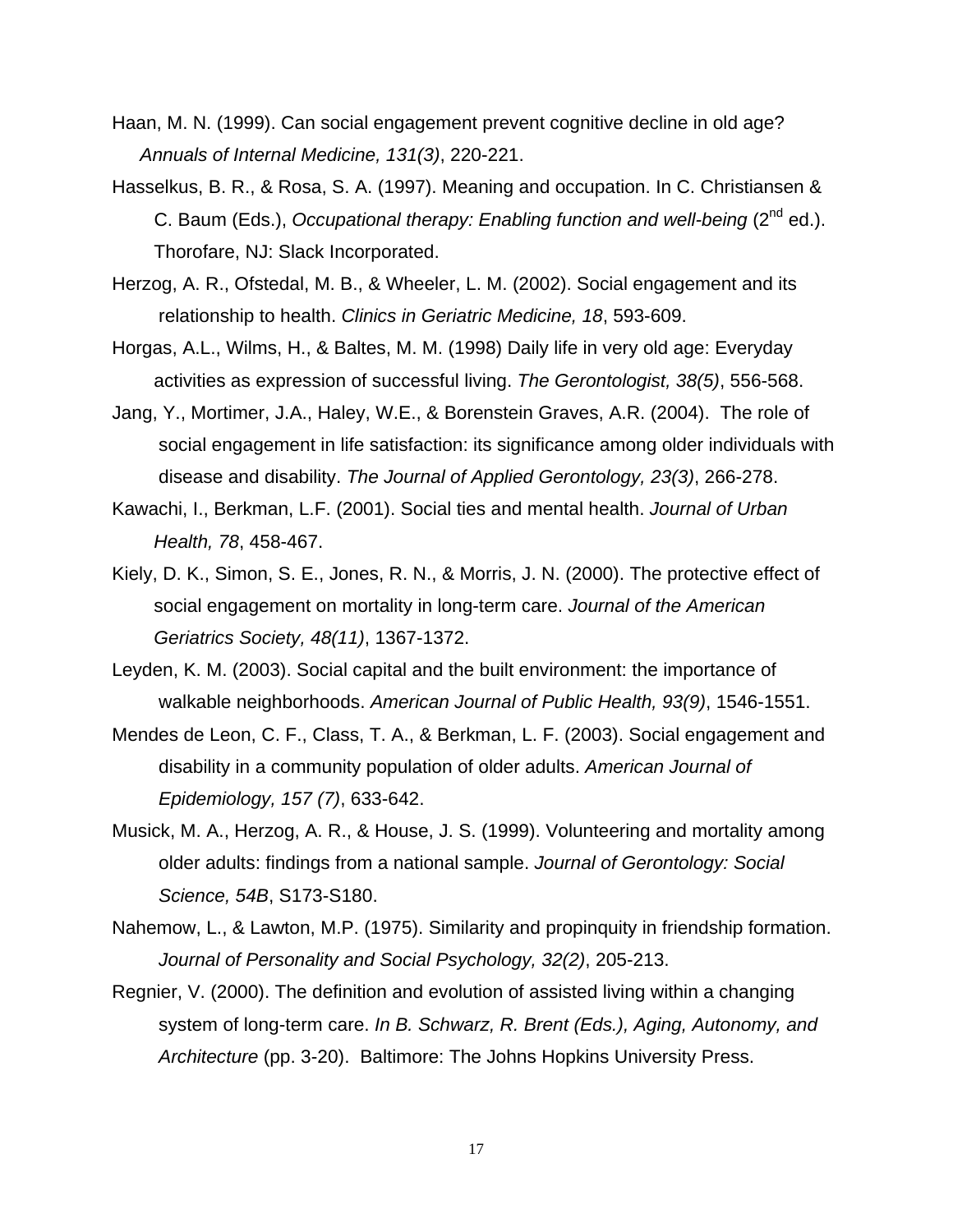Haan, M. N. (1999). Can social engagement prevent cognitive decline in old age? *Annuals of Internal Medicine, 131(3)*, 220-221.

Hasselkus, B. R., & Rosa, S. A. (1997). Meaning and occupation. In C. Christiansen & C. Baum (Eds.), *Occupational therapy: Enabling function and well-being* (2nd ed.). Thorofare, NJ: Slack Incorporated.

Herzog, A. R., Ofstedal, M. B., & Wheeler, L. M. (2002). Social engagement and its relationship to health. *Clinics in Geriatric Medicine, 18*, 593-609.

Horgas, A.L., Wilms, H., & Baltes, M. M. (1998) Daily life in very old age: Everyday activities as expression of successful living. *The Gerontologist, 38(5)*, 556-568.

Jang, Y., Mortimer, J.A., Haley, W.E., & Borenstein Graves, A.R. (2004). The role of social engagement in life satisfaction: its significance among older individuals with disease and disability. *The Journal of Applied Gerontology, 23(3)*, 266-278.

Kawachi, I., Berkman, L.F. (2001). Social ties and mental health. *Journal of Urban Health, 78*, 458-467.

Kiely, D. K., Simon, S. E., Jones, R. N., & Morris, J. N. (2000). The protective effect of social engagement on mortality in long-term care. *Journal of the American Geriatrics Society, 48(11)*, 1367-1372.

Leyden, K. M. (2003). Social capital and the built environment: the importance of walkable neighborhoods. *American Journal of Public Health, 93(9)*, 1546-1551.

Mendes de Leon, C. F., Class, T. A., & Berkman, L. F. (2003). Social engagement and disability in a community population of older adults. *American Journal of Epidemiology, 157 (7)*, 633-642.

Musick, M. A., Herzog, A. R., & House, J. S. (1999). Volunteering and mortality among older adults: findings from a national sample. *Journal of Gerontology: Social Science, 54B*, S173-S180.

Nahemow, L., & Lawton, M.P. (1975). Similarity and propinquity in friendship formation. *Journal of Personality and Social Psychology, 32(2)*, 205-213.

Regnier, V. (2000). The definition and evolution of assisted living within a changing system of long-term care. *In B. Schwarz, R. Brent (Eds.), Aging, Autonomy, and Architecture* (pp. 3-20). Baltimore: The Johns Hopkins University Press.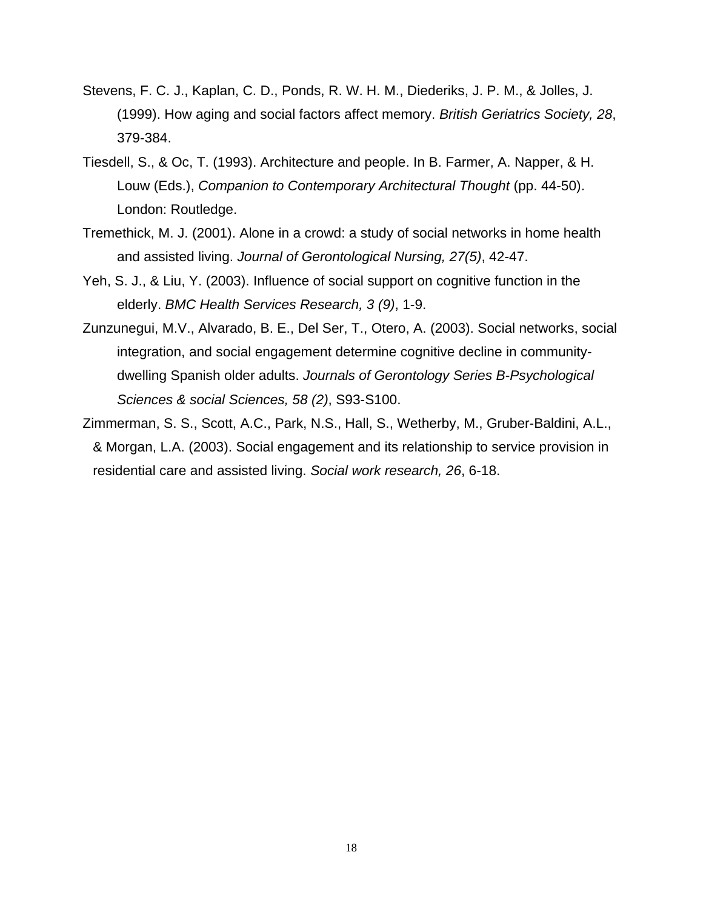Stevens, F. C. J., Kaplan, C. D., Ponds, R. W. H. M., Diederiks, J. P. M., & Jolles, J. (1999). How aging and social factors affect memory. *British Geriatrics Society, 28*, 379-384.

Tiesdell, S., & Oc, T. (1993). Architecture and people. In B. Farmer, A. Napper, & H. Louw (Eds.), *Companion to Contemporary Architectural Thought* (pp. 44-50). London: Routledge.

Tremethick, M. J. (2001). Alone in a crowd: a study of social networks in home health and assisted living. *Journal of Gerontological Nursing, 27(5)*, 42-47.

Yeh, S. J., & Liu, Y. (2003). Influence of social support on cognitive function in the elderly. *BMC Health Services Research, 3 (9)*, 1-9.

Zunzunegui, M.V., Alvarado, B. E., Del Ser, T., Otero, A. (2003). Social networks, social integration, and social engagement determine cognitive decline in community-dwelling Spanish older adults. *Journals of Gerontology Series B-Psychological Sciences & social Sciences, 58 (2)*, S93-S100.

Zimmerman, S. S., Scott, A.C., Park, N.S., Hall, S., Wetherby, M., Gruber-Baldini, A.L., & Morgan, L.A. (2003). Social engagement and its relationship to service provision in residential care and assisted living. *Social work research, 26*, 6-18.